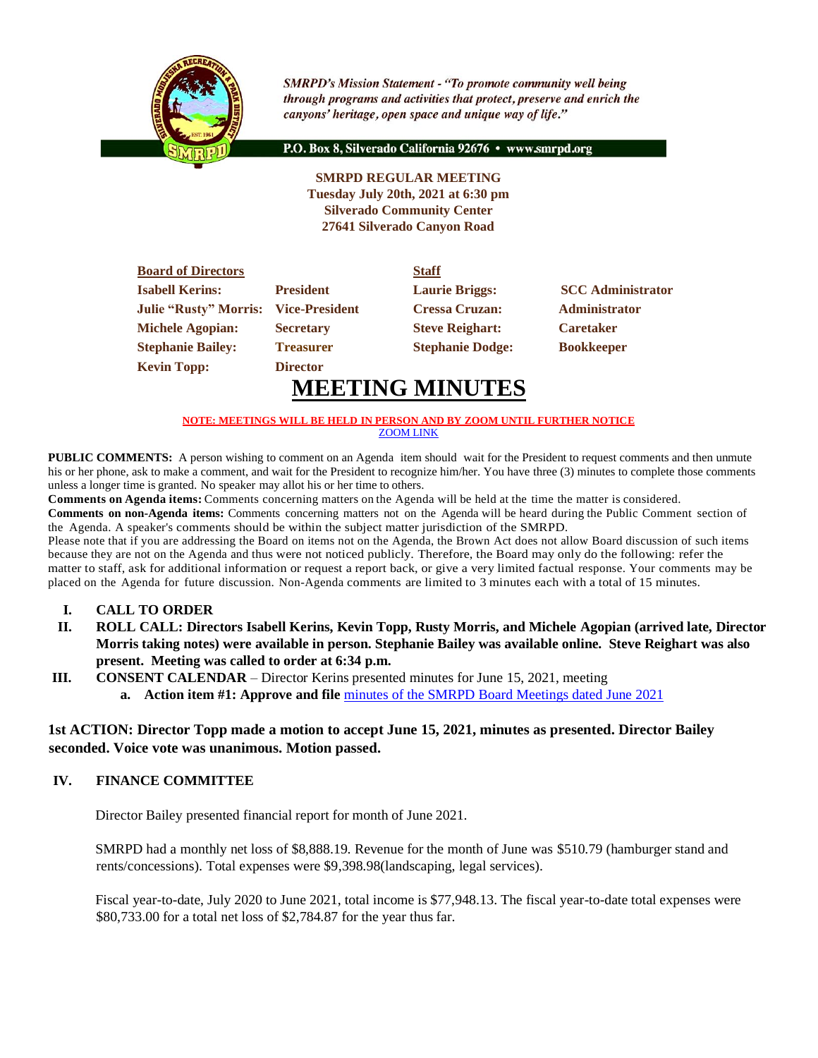*SMRPD's Mission Statement - "To promote community well being through programs and activities that protect, preserve and enrich the canyons' heritage, open space and unique way of life."*

P.O. Box 8, Silverado California 92676 • www.smrpd.org

**SMRPD REGULAR MEETING**
**Tuesday July 20th, 2021 at 6:30 pm**
**Silverado Community Center**
**27641 Silverado Canyon Road**

| **Board of Directors** | | **Staff** | |
|---|---|---|---|
| **Isabell Kerins:** | **President** | **Laurie Briggs:** | **SCC Administrator** |
| **Julie "Rusty" Morris:** | **Vice-President** | **Cressa Cruzan:** | **Administrator** |
| **Michele Agopian:** | **Secretary** | **Steve Reighart:** | **Caretaker** |
| **Stephanie Bailey:** | **Treasurer** | **Stephanie Dodge:** | **Bookkeeper** |
| **Kevin Topp:** | **Director** | | |

# MEETING MINUTES

**NOTE: MEETINGS WILL BE HELD IN PERSON AND BY ZOOM UNTIL FURTHER NOTICE**
ZOOM LINK

**PUBLIC COMMENTS:** A person wishing to comment on an Agenda item should wait for the President to request comments and then unmute his or her phone, ask to make a comment, and wait for the President to recognize him/her. You have three (3) minutes to complete those comments unless a longer time is granted. No speaker may allot his or her time to others.

**Comments on Agenda items:** Comments concerning matters on the Agenda will be held at the time the matter is considered.

**Comments on non-Agenda items:** Comments concerning matters not on the Agenda will be heard during the Public Comment section of the Agenda. A speaker's comments should be within the subject matter jurisdiction of the SMRPD.

Please note that if you are addressing the Board on items not on the Agenda, the Brown Act does not allow Board discussion of such items because they are not on the Agenda and thus were not noticed publicly. Therefore, the Board may only do the following: refer the matter to staff, ask for additional information or request a report back, or give a very limited factual response. Your comments may be placed on the Agenda for future discussion. Non-Agenda comments are limited to 3 minutes each with a total of 15 minutes.

I. **CALL TO ORDER**

II. **ROLL CALL: Directors Isabell Kerins, Kevin Topp, Rusty Morris, and Michele Agopian (arrived late, Director Morris taking notes) were available in person. Stephanie Bailey was available online. Steve Reighart was also present. Meeting was called to order at 6:34 p.m.**

III. **CONSENT CALENDAR** – Director Kerins presented minutes for June 15, 2021, meeting
   a. **Action item #1: Approve and file** minutes of the SMRPD Board Meetings dated June 2021

**1st ACTION: Director Topp made a motion to accept June 15, 2021, minutes as presented. Director Bailey seconded. Voice vote was unanimous. Motion passed.**

IV. **FINANCE COMMITTEE**

Director Bailey presented financial report for month of June 2021.

SMRPD had a monthly net loss of $8,888.19. Revenue for the month of June was $510.79 (hamburger stand and rents/concessions). Total expenses were $9,398.98(landscaping, legal services).

Fiscal year-to-date, July 2020 to June 2021, total income is $77,948.13. The fiscal year-to-date total expenses were $80,733.00 for a total net loss of $2,784.87 for the year thus far.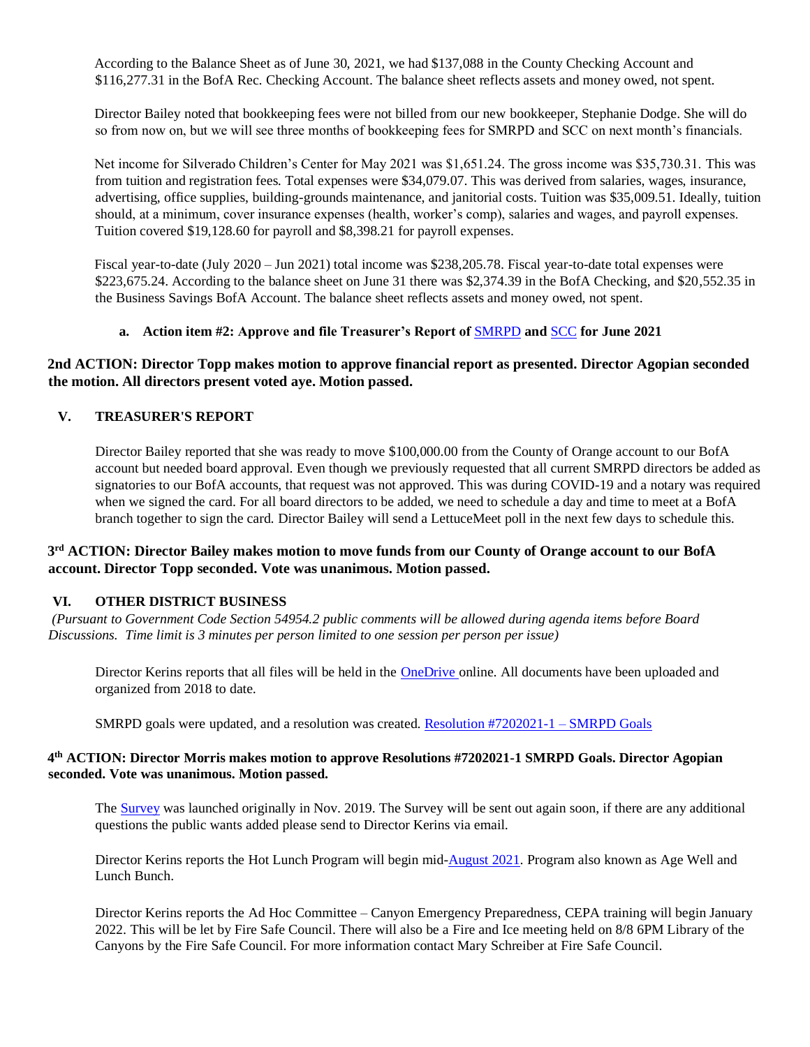According to the Balance Sheet as of June 30, 2021, we had $137,088 in the County Checking Account and $116,277.31 in the BofA Rec. Checking Account. The balance sheet reflects assets and money owed, not spent.

Director Bailey noted that bookkeeping fees were not billed from our new bookkeeper, Stephanie Dodge. She will do so from now on, but we will see three months of bookkeeping fees for SMRPD and SCC on next month's financials.

Net income for Silverado Children's Center for May 2021 was $1,651.24. The gross income was $35,730.31. This was from tuition and registration fees. Total expenses were $34,079.07. This was derived from salaries, wages, insurance, advertising, office supplies, building-grounds maintenance, and janitorial costs. Tuition was $35,009.51. Ideally, tuition should, at a minimum, cover insurance expenses (health, worker's comp), salaries and wages, and payroll expenses. Tuition covered $19,128.60 for payroll and $8,398.21 for payroll expenses.

Fiscal year-to-date (July 2020 – Jun 2021) total income was $238,205.78. Fiscal year-to-date total expenses were $223,675.24. According to the balance sheet on June 31 there was $2,374.39 in the BofA Checking, and $20,552.35 in the Business Savings BofA Account. The balance sheet reflects assets and money owed, not spent.

**a. Action item #2: Approve and file Treasurer's Report of SMRPD and SCC for June 2021**

**2nd ACTION: Director Topp makes motion to approve financial report as presented. Director Agopian seconded the motion. All directors present voted aye. Motion passed.**

## V. TREASURER'S REPORT

Director Bailey reported that she was ready to move $100,000.00 from the County of Orange account to our BofA account but needed board approval. Even though we previously requested that all current SMRPD directors be added as signatories to our BofA accounts, that request was not approved. This was during COVID-19 and a notary was required when we signed the card. For all board directors to be added, we need to schedule a day and time to meet at a BofA branch together to sign the card. Director Bailey will send a LettuceMeet poll in the next few days to schedule this.

**3rd ACTION: Director Bailey makes motion to move funds from our County of Orange account to our BofA account. Director Topp seconded. Vote was unanimous. Motion passed.**

## VI. OTHER DISTRICT BUSINESS

*(Pursuant to Government Code Section 54954.2 public comments will be allowed during agenda items before Board Discussions. Time limit is 3 minutes per person limited to one session per person per issue)*

Director Kerins reports that all files will be held in the OneDrive online. All documents have been uploaded and organized from 2018 to date.

SMRPD goals were updated, and a resolution was created. Resolution #7202021-1 – SMRPD Goals

**4th ACTION: Director Morris makes motion to approve Resolutions #7202021-1 SMRPD Goals. Director Agopian seconded. Vote was unanimous. Motion passed.**

The Survey was launched originally in Nov. 2019. The Survey will be sent out again soon, if there are any additional questions the public wants added please send to Director Kerins via email.

Director Kerins reports the Hot Lunch Program will begin mid-August 2021. Program also known as Age Well and Lunch Bunch.

Director Kerins reports the Ad Hoc Committee – Canyon Emergency Preparedness, CEPA training will begin January 2022. This will be let by Fire Safe Council. There will also be a Fire and Ice meeting held on 8/8 6PM Library of the Canyons by the Fire Safe Council. For more information contact Mary Schreiber at Fire Safe Council.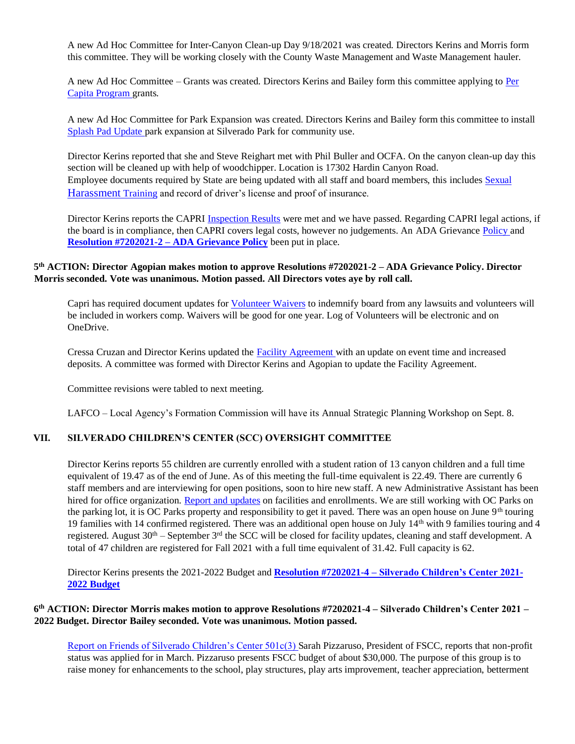A new Ad Hoc Committee for Inter-Canyon Clean-up Day 9/18/2021 was created. Directors Kerins and Morris form this committee. They will be working closely with the County Waste Management and Waste Management hauler.

A new Ad Hoc Committee – Grants was created. Directors Kerins and Bailey form this committee applying to Per Capita Program grants.

A new Ad Hoc Committee for Park Expansion was created. Directors Kerins and Bailey form this committee to install Splash Pad Update park expansion at Silverado Park for community use.

Director Kerins reported that she and Steve Reighart met with Phil Buller and OCFA. On the canyon clean-up day this section will be cleaned up with help of woodchipper. Location is 17302 Hardin Canyon Road.
Employee documents required by State are being updated with all staff and board members, this includes Sexual Harassment Training and record of driver's license and proof of insurance.

Director Kerins reports the CAPRI Inspection Results were met and we have passed. Regarding CAPRI legal actions, if the board is in compliance, then CAPRI covers legal costs, however no judgements. An ADA Grievance Policy and **Resolution #7202021-2 – ADA Grievance Policy** been put in place.

**5th ACTION: Director Agopian makes motion to approve Resolutions #7202021-2 – ADA Grievance Policy. Director Morris seconded. Vote was unanimous. Motion passed. All Directors votes aye by roll call.**

Capri has required document updates for Volunteer Waivers to indemnify board from any lawsuits and volunteers will be included in workers comp. Waivers will be good for one year. Log of Volunteers will be electronic and on OneDrive.

Cressa Cruzan and Director Kerins updated the Facility Agreement with an update on event time and increased deposits. A committee was formed with Director Kerins and Agopian to update the Facility Agreement.

Committee revisions were tabled to next meeting.

LAFCO – Local Agency's Formation Commission will have its Annual Strategic Planning Workshop on Sept. 8.

## VII. SILVERADO CHILDREN'S CENTER (SCC) OVERSIGHT COMMITTEE

Director Kerins reports 55 children are currently enrolled with a student ration of 13 canyon children and a full time equivalent of 19.47 as of the end of June. As of this meeting the full-time equivalent is 22.49. There are currently 6 staff members and are interviewing for open positions, soon to hire new staff. A new Administrative Assistant has been hired for office organization. Report and updates on facilities and enrollments. We are still working with OC Parks on the parking lot, it is OC Parks property and responsibility to get it paved. There was an open house on June 9th touring 19 families with 14 confirmed registered. There was an additional open house on July 14th with 9 families touring and 4 registered. August 30th – September 3rd the SCC will be closed for facility updates, cleaning and staff development. A total of 47 children are registered for Fall 2021 with a full time equivalent of 31.42. Full capacity is 62.

Director Kerins presents the 2021-2022 Budget and **Resolution #7202021-4 – Silverado Children's Center 2021-2022 Budget**

**6th ACTION: Director Morris makes motion to approve Resolutions #7202021-4 – Silverado Children's Center 2021 – 2022 Budget. Director Bailey seconded. Vote was unanimous. Motion passed.**

Report on Friends of Silverado Children's Center 501c(3) Sarah Pizzaruso, President of FSCC, reports that non-profit status was applied for in March. Pizzaruso presents FSCC budget of about $30,000. The purpose of this group is to raise money for enhancements to the school, play structures, play arts improvement, teacher appreciation, betterment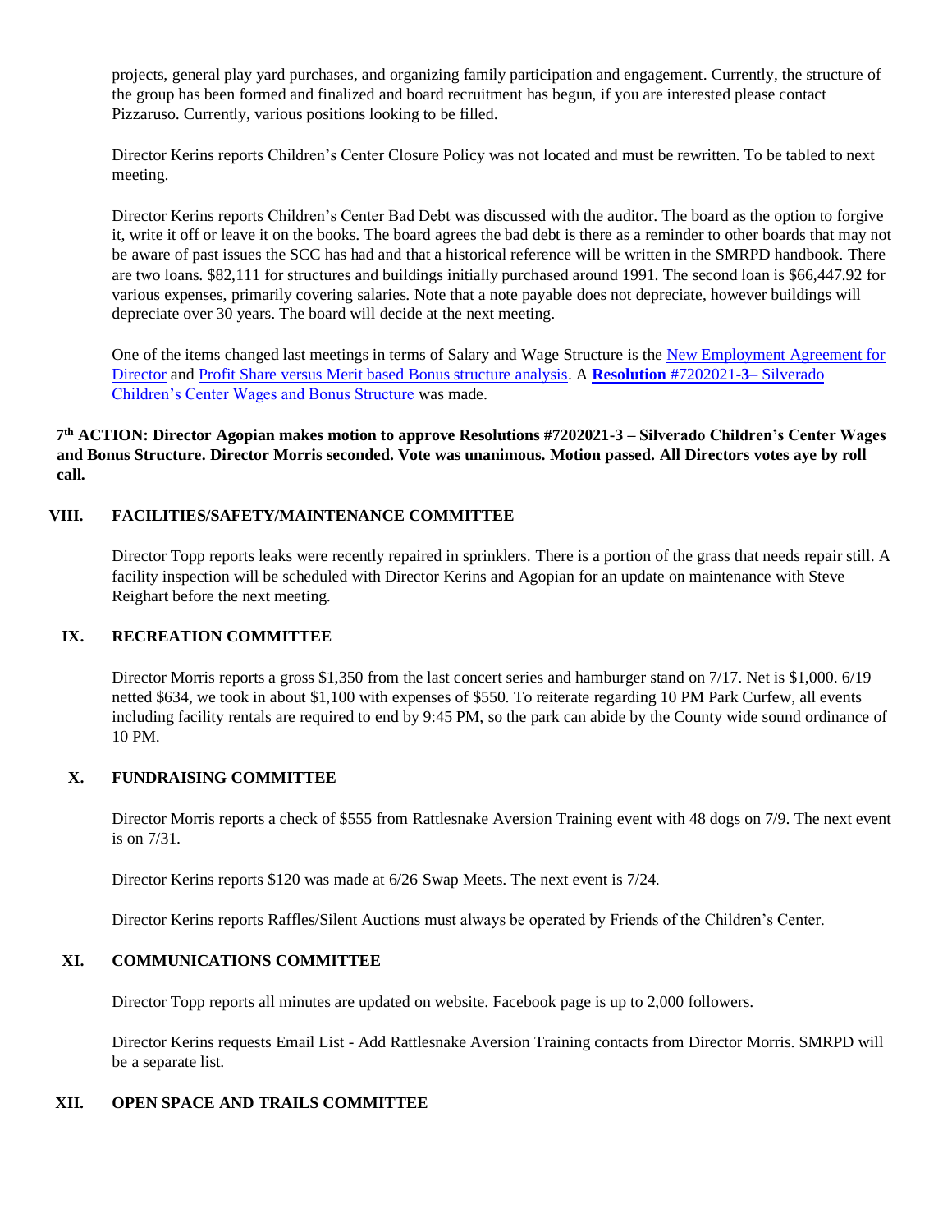projects, general play yard purchases, and organizing family participation and engagement. Currently, the structure of the group has been formed and finalized and board recruitment has begun, if you are interested please contact Pizzaruso. Currently, various positions looking to be filled.

Director Kerins reports Children's Center Closure Policy was not located and must be rewritten. To be tabled to next meeting.

Director Kerins reports Children's Center Bad Debt was discussed with the auditor. The board as the option to forgive it, write it off or leave it on the books. The board agrees the bad debt is there as a reminder to other boards that may not be aware of past issues the SCC has had and that a historical reference will be written in the SMRPD handbook. There are two loans. $82,111 for structures and buildings initially purchased around 1991. The second loan is $66,447.92 for various expenses, primarily covering salaries. Note that a note payable does not depreciate, however buildings will depreciate over 30 years. The board will decide at the next meeting.

One of the items changed last meetings in terms of Salary and Wage Structure is the New Employment Agreement for Director and Profit Share versus Merit based Bonus structure analysis. A **Resolution** #7202021-**3**– Silverado Children's Center Wages and Bonus Structure was made.

**7th ACTION: Director Agopian makes motion to approve Resolutions #7202021-3 – Silverado Children's Center Wages and Bonus Structure. Director Morris seconded. Vote was unanimous. Motion passed. All Directors votes aye by roll call.**

## VIII. FACILITIES/SAFETY/MAINTENANCE COMMITTEE

Director Topp reports leaks were recently repaired in sprinklers. There is a portion of the grass that needs repair still. A facility inspection will be scheduled with Director Kerins and Agopian for an update on maintenance with Steve Reighart before the next meeting.

## IX. RECREATION COMMITTEE

Director Morris reports a gross $1,350 from the last concert series and hamburger stand on 7/17. Net is $1,000. 6/19 netted $634, we took in about $1,100 with expenses of $550. To reiterate regarding 10 PM Park Curfew, all events including facility rentals are required to end by 9:45 PM, so the park can abide by the County wide sound ordinance of 10 PM.

## X. FUNDRAISING COMMITTEE

Director Morris reports a check of $555 from Rattlesnake Aversion Training event with 48 dogs on 7/9. The next event is on 7/31.

Director Kerins reports $120 was made at 6/26 Swap Meets. The next event is 7/24.

Director Kerins reports Raffles/Silent Auctions must always be operated by Friends of the Children's Center.

## XI. COMMUNICATIONS COMMITTEE

Director Topp reports all minutes are updated on website. Facebook page is up to 2,000 followers.

Director Kerins requests Email List - Add Rattlesnake Aversion Training contacts from Director Morris. SMRPD will be a separate list.

## XII. OPEN SPACE AND TRAILS COMMITTEE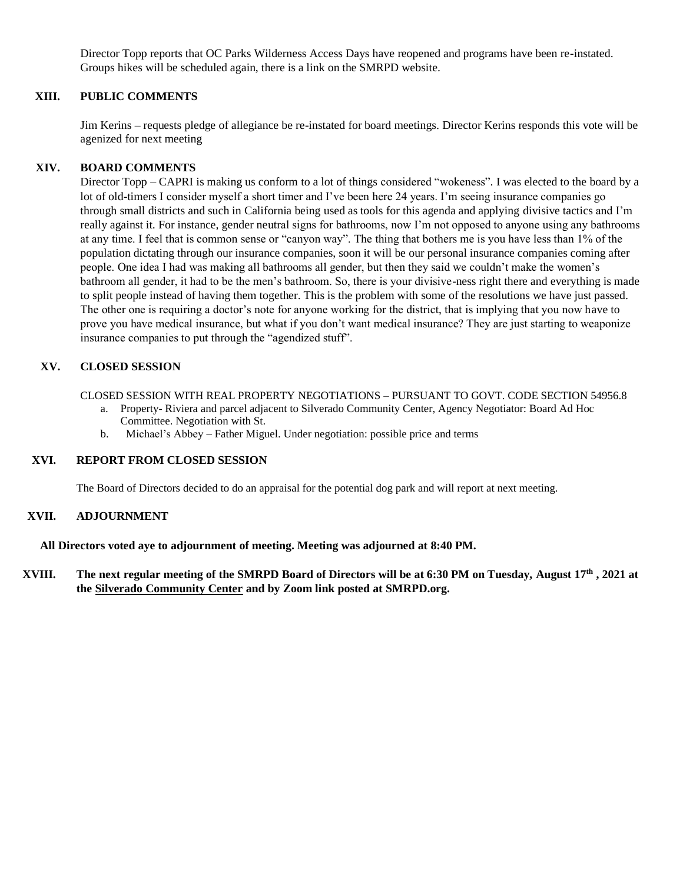Director Topp reports that OC Parks Wilderness Access Days have reopened and programs have been re-instated. Groups hikes will be scheduled again, there is a link on the SMRPD website.

## XIII. PUBLIC COMMENTS

Jim Kerins – requests pledge of allegiance be re-instated for board meetings. Director Kerins responds this vote will be agenized for next meeting

## XIV. BOARD COMMENTS

Director Topp – CAPRI is making us conform to a lot of things considered "wokeness". I was elected to the board by a lot of old-timers I consider myself a short timer and I've been here 24 years. I'm seeing insurance companies go through small districts and such in California being used as tools for this agenda and applying divisive tactics and I'm really against it. For instance, gender neutral signs for bathrooms, now I'm not opposed to anyone using any bathrooms at any time. I feel that is common sense or "canyon way". The thing that bothers me is you have less than 1% of the population dictating through our insurance companies, soon it will be our personal insurance companies coming after people. One idea I had was making all bathrooms all gender, but then they said we couldn't make the women's bathroom all gender, it had to be the men's bathroom. So, there is your divisive-ness right there and everything is made to split people instead of having them together. This is the problem with some of the resolutions we have just passed. The other one is requiring a doctor's note for anyone working for the district, that is implying that you now have to prove you have medical insurance, but what if you don't want medical insurance? They are just starting to weaponize insurance companies to put through the "agendized stuff".

## XV. CLOSED SESSION

CLOSED SESSION WITH REAL PROPERTY NEGOTIATIONS – PURSUANT TO GOVT. CODE SECTION 54956.8

a. Property- Riviera and parcel adjacent to Silverado Community Center, Agency Negotiator: Board Ad Hoc Committee. Negotiation with St.
b. Michael's Abbey – Father Miguel. Under negotiation: possible price and terms

## XVI. REPORT FROM CLOSED SESSION

The Board of Directors decided to do an appraisal for the potential dog park and will report at next meeting.

## XVII. ADJOURNMENT

**All Directors voted aye to adjournment of meeting. Meeting was adjourned at 8:40 PM.**

## XVIII. The next regular meeting of the SMRPD Board of Directors will be at 6:30 PM on Tuesday, August 17th , 2021 at the Silverado Community Center and by Zoom link posted at SMRPD.org.